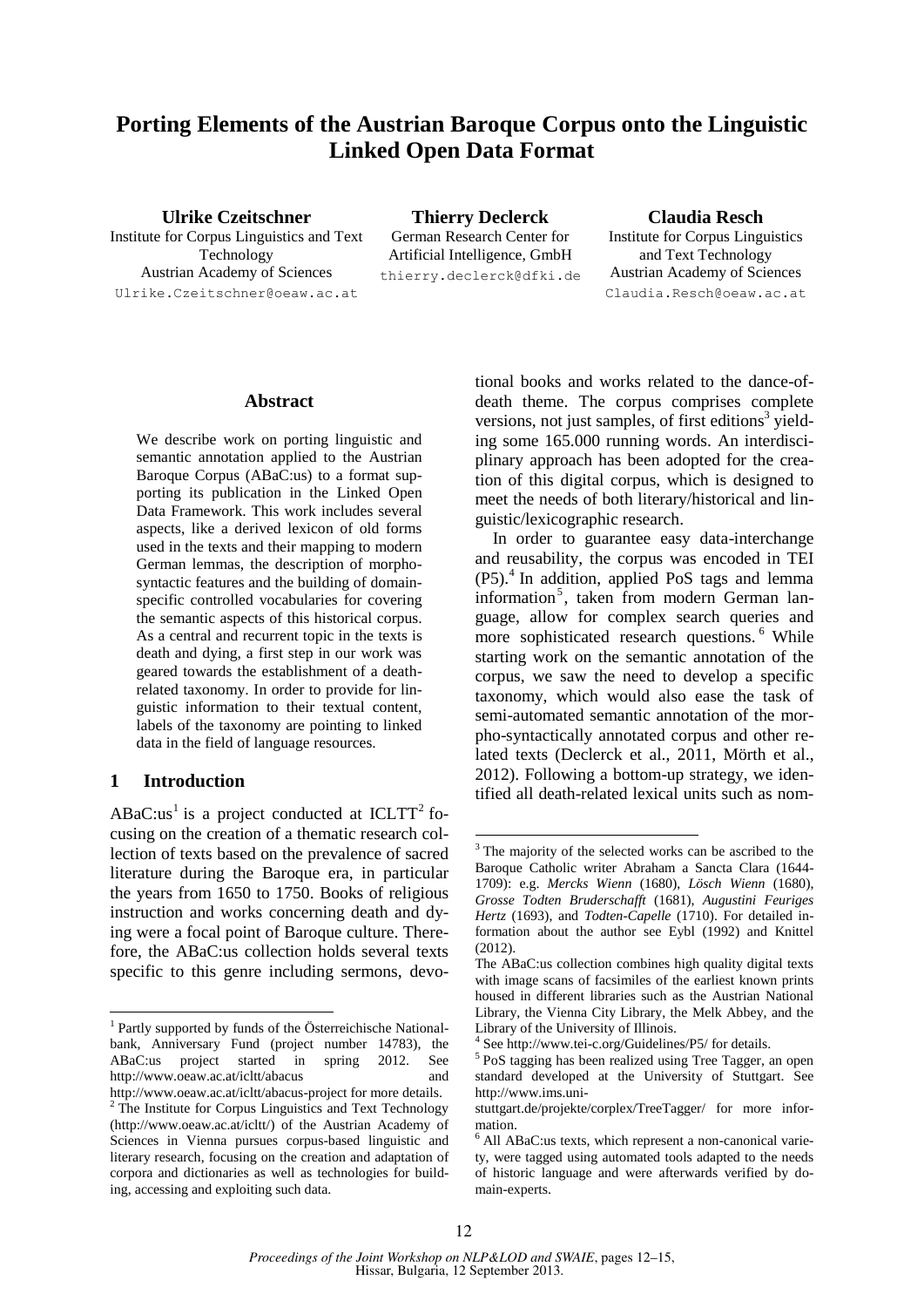# Porting Elements of the Austrian Baroque Corpus onto the Linguistic Linked Open Data Format

**Ulrike Czeitschner**
Institute for Corpus Linguistics and Text Technology
Austrian Academy of Sciences
Ulrike.Czeitschner@oeaw.ac.at

**Thierry Declerck**
German Research Center for Artificial Intelligence, GmbH
thierry.declerck@dfki.de

**Claudia Resch**
Institute for Corpus Linguistics and Text Technology
Austrian Academy of Sciences
Claudia.Resch@oeaw.ac.at

## Abstract

We describe work on porting linguistic and semantic annotation applied to the Austrian Baroque Corpus (ABaC:us) to a format supporting its publication in the Linked Open Data Framework. This work includes several aspects, like a derived lexicon of old forms used in the texts and their mapping to modern German lemmas, the description of morphosyntactic features and the building of domain-specific controlled vocabularies for covering the semantic aspects of this historical corpus. As a central and recurrent topic in the texts is death and dying, a first step in our work was geared towards the establishment of a death-related taxonomy. In order to provide for linguistic information to their textual content, labels of the taxonomy are pointing to linked data in the field of language resources.

## 1 Introduction

ABaC:us[1] is a project conducted at ICLTT[2] focusing on the creation of a thematic research collection of texts based on the prevalence of sacred literature during the Baroque era, in particular the years from 1650 to 1750. Books of religious instruction and works concerning death and dying were a focal point of Baroque culture. Therefore, the ABaC:us collection holds several texts specific to this genre including sermons, devotional books and works related to the dance-of-death theme. The corpus comprises complete versions, not just samples, of first editions[3] yielding some 165.000 running words. An interdisciplinary approach has been adopted for the creation of this digital corpus, which is designed to meet the needs of both literary/historical and linguistic/lexicographic research.

In order to guarantee easy data-interchange and reusability, the corpus was encoded in TEI (P5).[4] In addition, applied PoS tags and lemma information[5], taken from modern German language, allow for complex search queries and more sophisticated research questions.[6] While starting work on the semantic annotation of the corpus, we saw the need to develop a specific taxonomy, which would also ease the task of semi-automated semantic annotation of the morpho-syntactically annotated corpus and other related texts (Declerck et al., 2011, Mörth et al., 2012). Following a bottom-up strategy, we identified all death-related lexical units such as nom-

---

[1] Partly supported by funds of the Österreichische Nationalbank, Anniversary Fund (project number 14783), the ABaC:us project started in spring 2012. See http://www.oeaw.ac.at/icltt/abacus and http://www.oeaw.ac.at/icltt/abacus-project for more details.

[2] The Institute for Corpus Linguistics and Text Technology (http://www.oeaw.ac.at/icltt/) of the Austrian Academy of Sciences in Vienna pursues corpus-based linguistic and literary research, focusing on the creation and adaptation of corpora and dictionaries as well as technologies for building, accessing and exploiting such data.

[3] The majority of the selected works can be ascribed to the Baroque Catholic writer Abraham a Sancta Clara (1644-1709): e.g. *Mercks Wienn* (1680), *Lösch Wienn* (1680), *Grosse Todten Bruderschafft* (1681), *Augustini Feuriges Hertz* (1693), and *Todten-Capelle* (1710). For detailed information about the author see Eybl (1992) and Knittel (2012).

The ABaC:us collection combines high quality digital texts with image scans of facsimiles of the earliest known prints housed in different libraries such as the Austrian National Library, the Vienna City Library, the Melk Abbey, and the Library of the University of Illinois.

[4] See http://www.tei-c.org/Guidelines/P5/ for details.

[5] PoS tagging has been realized using Tree Tagger, an open standard developed at the University of Stuttgart. See http://www.ims.uni-stuttgart.de/projekte/corplex/TreeTagger/ for more information.

[6] All ABaC:us texts, which represent a non-canonical variety, were tagged using automated tools adapted to the needs of historic language and were afterwards verified by domain-experts.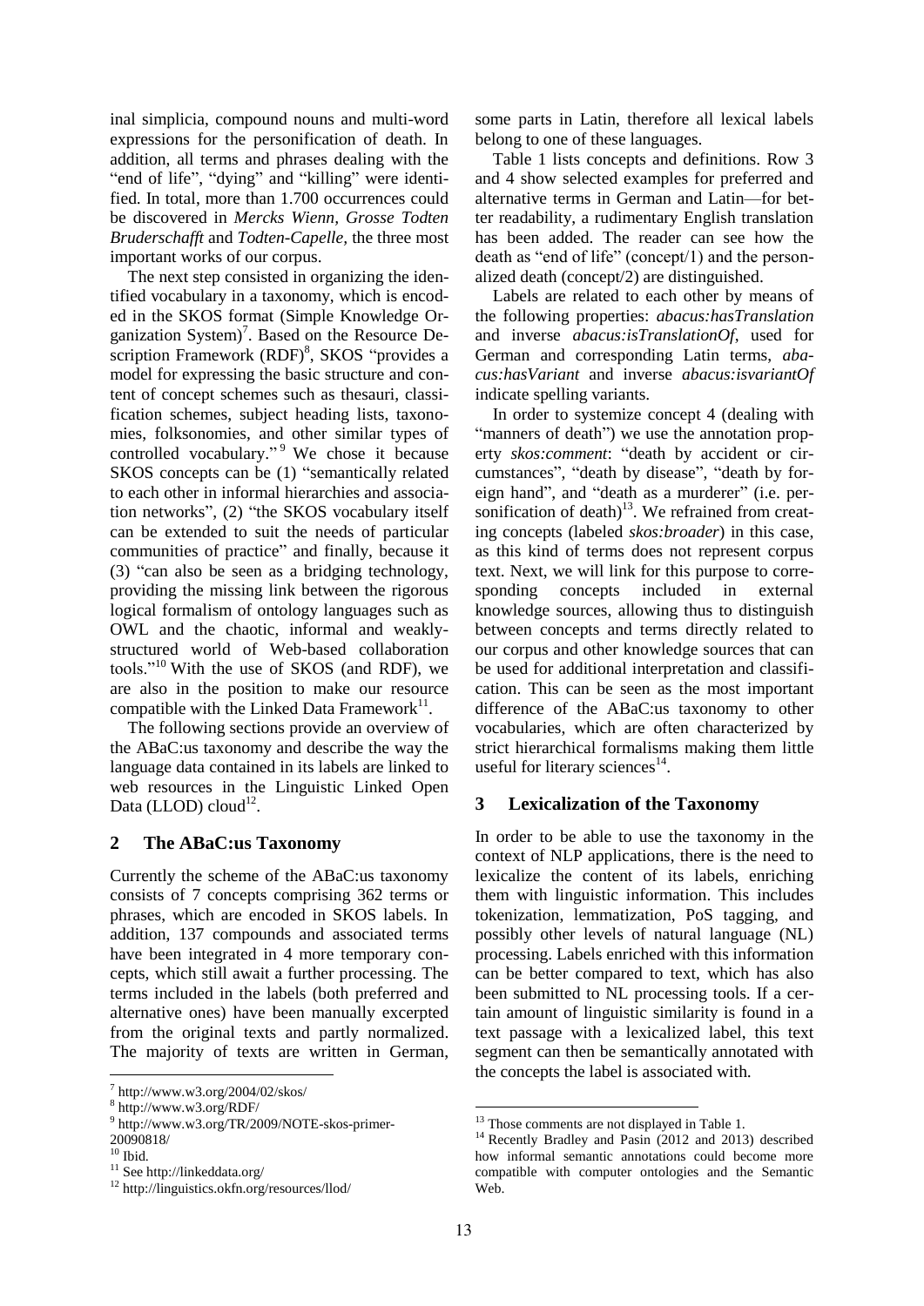inal simplicia, compound nouns and multi-word expressions for the personification of death. In addition, all terms and phrases dealing with the "end of life", "dying" and "killing" were identified. In total, more than 1.700 occurrences could be discovered in *Mercks Wienn*, *Grosse Todten Bruderschafft* and *Todten-Capelle*, the three most important works of our corpus.

The next step consisted in organizing the identified vocabulary in a taxonomy, which is encoded in the SKOS format (Simple Knowledge Organization System)[7]. Based on the Resource Description Framework (RDF)[8], SKOS "provides a model for expressing the basic structure and content of concept schemes such as thesauri, classification schemes, subject heading lists, taxonomies, folksonomies, and other similar types of controlled vocabulary."[9] We chose it because SKOS concepts can be (1) "semantically related to each other in informal hierarchies and association networks", (2) "the SKOS vocabulary itself can be extended to suit the needs of particular communities of practice" and finally, because it (3) "can also be seen as a bridging technology, providing the missing link between the rigorous logical formalism of ontology languages such as OWL and the chaotic, informal and weakly-structured world of Web-based collaboration tools."[10] With the use of SKOS (and RDF), we are also in the position to make our resource compatible with the Linked Data Framework[11].

The following sections provide an overview of the ABaC:us taxonomy and describe the way the language data contained in its labels are linked to web resources in the Linguistic Linked Open Data (LLOD) cloud[12].

## 2 The ABaC:us Taxonomy

Currently the scheme of the ABaC:us taxonomy consists of 7 concepts comprising 362 terms or phrases, which are encoded in SKOS labels. In addition, 137 compounds and associated terms have been integrated in 4 more temporary concepts, which still await a further processing. The terms included in the labels (both preferred and alternative ones) have been manually excerpted from the original texts and partly normalized. The majority of texts are written in German, some parts in Latin, therefore all lexical labels belong to one of these languages.

Table 1 lists concepts and definitions. Row 3 and 4 show selected examples for preferred and alternative terms in German and Latin—for better readability, a rudimentary English translation has been added. The reader can see how the death as "end of life" (concept/1) and the personalized death (concept/2) are distinguished.

Labels are related to each other by means of the following properties: *abacus:hasTranslation* and inverse *abacus:isTranslationOf*, used for German and corresponding Latin terms, *abacus:hasVariant* and inverse *abacus:isvariantOf* indicate spelling variants.

In order to systemize concept 4 (dealing with "manners of death") we use the annotation property *skos:comment*: "death by accident or circumstances", "death by disease", "death by foreign hand", and "death as a murderer" (i.e. personification of death)[13]. We refrained from creating concepts (labeled *skos:broader*) in this case, as this kind of terms does not represent corpus text. Next, we will link for this purpose to corresponding concepts included in external knowledge sources, allowing thus to distinguish between concepts and terms directly related to our corpus and other knowledge sources that can be used for additional interpretation and classification. This can be seen as the most important difference of the ABaC:us taxonomy to other vocabularies, which are often characterized by strict hierarchical formalisms making them little useful for literary sciences[14].

## 3 Lexicalization of the Taxonomy

In order to be able to use the taxonomy in the context of NLP applications, there is the need to lexicalize the content of its labels, enriching them with linguistic information. This includes tokenization, lemmatization, PoS tagging, and possibly other levels of natural language (NL) processing. Labels enriched with this information can be better compared to text, which has also been submitted to NL processing tools. If a certain amount of linguistic similarity is found in a text passage with a lexicalized label, this text segment can then be semantically annotated with the concepts the label is associated with.

---

[7] http://www.w3.org/2004/02/skos/

[8] http://www.w3.org/RDF/

[9] http://www.w3.org/TR/2009/NOTE-skos-primer-20090818/

[10] Ibid.

[11] See http://linkeddata.org/

[12] http://linguistics.okfn.org/resources/llod/

[13] Those comments are not displayed in Table 1.

[14] Recently Bradley and Pasin (2012 and 2013) described how informal semantic annotations could become more compatible with computer ontologies and the Semantic Web.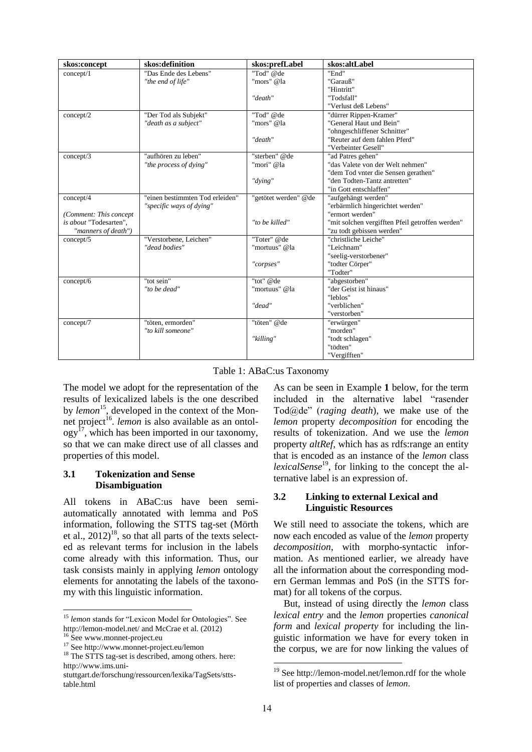| skos:concept | skos:definition | skos:prefLabel | skos:altLabel |
| --- | --- | --- | --- |
| concept/1 | "Das Ende des Lebens"<br>*"the end of life"* | "Tod" @de<br>"mors" @la<br><br>*"death"* | "End"<br>"Garauß"<br>"Hintritt"<br>"Todsfall"<br>"Verlust deß Lebens" |
| concept/2 | "Der Tod als Subjekt"<br>*"death as a subject"* | "Tod" @de<br>"mors" @la<br><br>*"death"* | "dürrer Rippen-Kramer"<br>"General Haut und Bein"<br>"ohngeschliffener Schnitter"<br>"Reuter auf dem fahlen Pferd"<br>"Verbeinter Gesell" |
| concept/3 | "aufhören zu leben"<br>*"the process of dying"* | "sterben" @de<br>"mori" @la<br><br>*"dying"* | "ad Patres gehen"<br>"das Valete von der Welt nehmen"<br>"dem Tod vnter die Sensen gerathen"<br>"den Todten-Tantz antretten"<br>"in Gott entschlaffen" |
| concept/4<br><br>*(Comment: This concept is about* "Todesarten",<br>*"manners of death")* | "einen bestimmten Tod erleiden"<br>*"specific ways of dying"* | "getötet werden" @de<br><br><br>*"to be killed"* | "aufgehängt werden"<br>"erbärmlich hingerichtet werden"<br>"ermort werden"<br>"mit solchen vergifften Pfeil getroffen werden"<br>"zu todt gebissen werden" |
| concept/5 | "Verstorbene, Leichen"<br>*"dead bodies"* | "Toter" @de<br>"mortuus" @la<br><br>*"corpses"* | "christliche Leiche"<br>"Leichnam"<br>"seelig-verstorbener"<br>"todter Cörper"<br>"Todter" |
| concept/6 | "tot sein"<br>*"to be dead"* | "tot" @de<br>"mortuus" @la<br><br>*"dead"* | "abgestorben"<br>"der Geist ist hinaus"<br>"leblos"<br>"verblichen"<br>"verstorben" |
| concept/7 | "töten, ermorden"<br>*"to kill someone"* | "töten" @de<br><br>*"killing"* | "erwürgen"<br>"morden"<br>"todt schlagen"<br>"tödten"<br>"Vergifften" |

Table 1: ABaC:us Taxonomy

The model we adopt for the representation of the results of lexicalized labels is the one described by *lemon*[15], developed in the context of the Monnet project[16]. *lemon* is also available as an ontology[17], which has been imported in our taxonomy, so that we can make direct use of all classes and properties of this model.

### 3.1 Tokenization and Sense Disambiguation

All tokens in ABaC:us have been semi-automatically annotated with lemma and PoS information, following the STTS tag-set (Mörth et al., 2012)[18], so that all parts of the texts selected as relevant terms for inclusion in the labels come already with this information. Thus, our task consists mainly in applying *lemon* ontology elements for annotating the labels of the taxonomy with this linguistic information.

As can be seen in Example **1** below, for the term included in the alternative label "rasender Tod@de" (*raging death*), we make use of the *lemon* property *decomposition* for encoding the results of tokenization. And we use the *lemon* property *altRef*, which has as rdfs:range an entity that is encoded as an instance of the *lemon* class *lexicalSense*[19], for linking to the concept the alternative label is an expression of.

### 3.2 Linking to external Lexical and Linguistic Resources

We still need to associate the tokens, which are now each encoded as value of the *lemon* property *decomposition*, with morpho-syntactic information. As mentioned earlier, we already have all the information about the corresponding modern German lemmas and PoS (in the STTS format) for all tokens of the corpus.

But, instead of using directly the *lemon* class *lexical entry* and the *lemon* properties *canonical form* and *lexical property* for including the linguistic information we have for every token in the corpus, we are for now linking the values of

[15] *lemon* stands for "Lexicon Model for Ontologies". See http://lemon-model.net/ and McCrae et al. (2012)

[16] See www.monnet-project.eu

[17] See http://www.monnet-project.eu/lemon

[18] The STTS tag-set is described, among others. here: http://www.ims.uni-stuttgart.de/forschung/ressourcen/lexika/TagSets/stts-table.html

[19] See http://lemon-model.net/lemon.rdf for the whole list of properties and classes of *lemon*.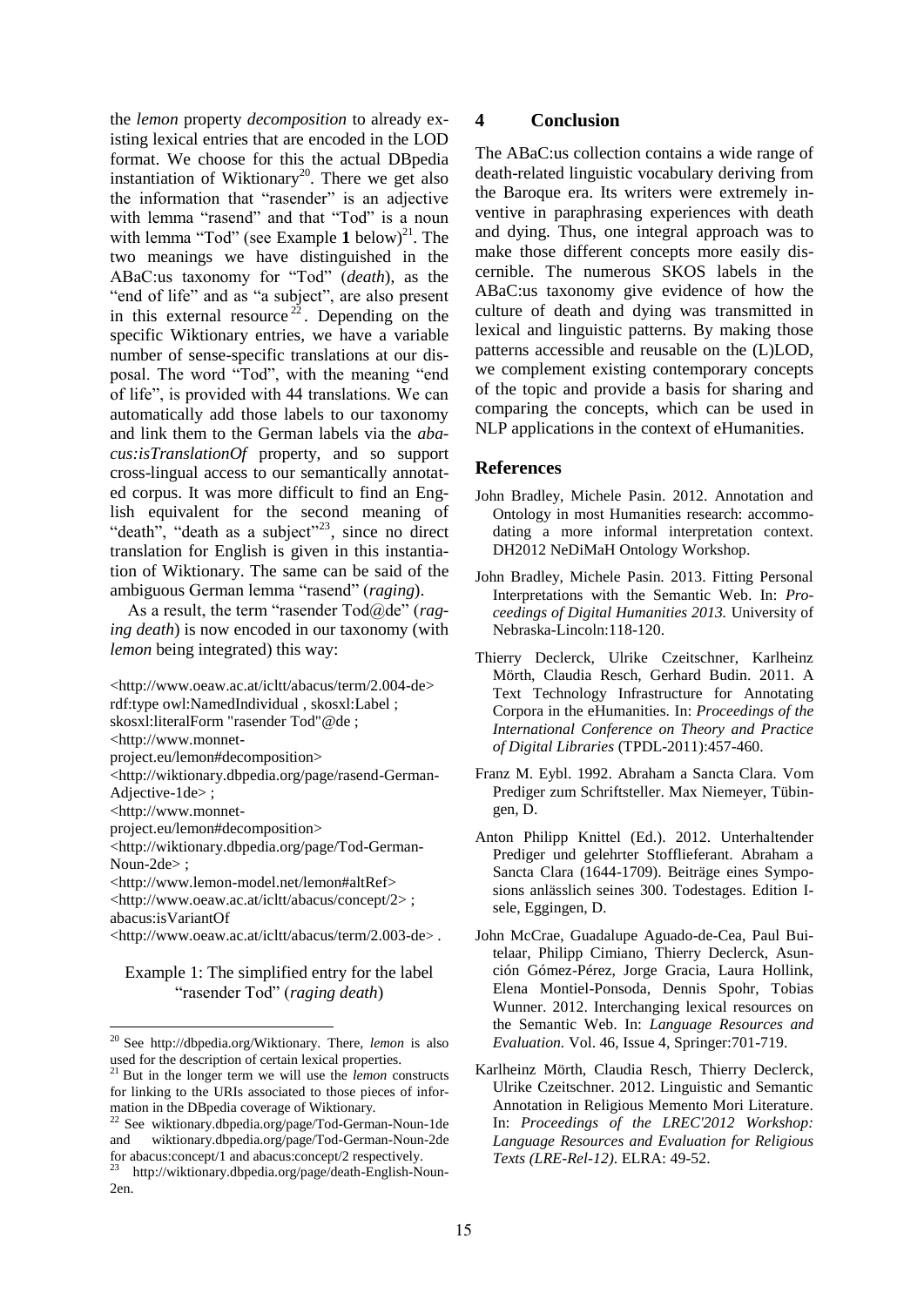the *lemon* property *decomposition* to already existing lexical entries that are encoded in the LOD format. We choose for this the actual DBpedia instantiation of Wiktionary[20]. There we get also the information that "rasender" is an adjective with lemma "rasend" and that "Tod" is a noun with lemma "Tod" (see Example **1** below)[21]. The two meanings we have distinguished in the ABaC:us taxonomy for "Tod" (*death*), as the "end of life" and as "a subject", are also present in this external resource[22]. Depending on the specific Wiktionary entries, we have a variable number of sense-specific translations at our disposal. The word "Tod", with the meaning "end of life", is provided with 44 translations. We can automatically add those labels to our taxonomy and link them to the German labels via the *abacus:isTranslationOf* property, and so support cross-lingual access to our semantically annotated corpus. It was more difficult to find an English equivalent for the second meaning of "death", "death as a subject"[23], since no direct translation for English is given in this instantiation of Wiktionary. The same can be said of the ambiguous German lemma "rasend" (*raging*).

As a result, the term "rasender Tod@de" (*raging death*) is now encoded in our taxonomy (with *lemon* being integrated) this way:

```
<http://www.oeaw.ac.at/icltt/abacus/term/2.004-de>
rdf:type owl:NamedIndividual , skosxl:Label ;
skosxl:literalForm "rasender Tod"@de ;
<http://www.monnet-
project.eu/lemon#decomposition>
<http://wiktionary.dbpedia.org/page/rasend-German-
Adjective-1de> ;
<http://www.monnet-
project.eu/lemon#decomposition>
<http://wiktionary.dbpedia.org/page/Tod-German-
Noun-2de> ;
<http://www.lemon-model.net/lemon#altRef>
<http://www.oeaw.ac.at/icltt/abacus/concept/2> ;
abacus:isVariantOf
<http://www.oeaw.ac.at/icltt/abacus/term/2.003-de> .
```

Example 1: The simplified entry for the label "rasender Tod" (*raging death*)

## 4 Conclusion

The ABaC:us collection contains a wide range of death-related linguistic vocabulary deriving from the Baroque era. Its writers were extremely inventive in paraphrasing experiences with death and dying. Thus, one integral approach was to make those different concepts more easily discernible. The numerous SKOS labels in the ABaC:us taxonomy give evidence of how the culture of death and dying was transmitted in lexical and linguistic patterns. By making those patterns accessible and reusable on the (L)LOD, we complement existing contemporary concepts of the topic and provide a basis for sharing and comparing the concepts, which can be used in NLP applications in the context of eHumanities.

## References

John Bradley, Michele Pasin. 2012. Annotation and Ontology in most Humanities research: accommodating a more informal interpretation context. DH2012 NeDiMaH Ontology Workshop.

John Bradley, Michele Pasin. 2013. Fitting Personal Interpretations with the Semantic Web. In: *Proceedings of Digital Humanities 2013.* University of Nebraska-Lincoln:118-120.

Thierry Declerck, Ulrike Czeitschner, Karlheinz Mörth, Claudia Resch, Gerhard Budin. 2011. A Text Technology Infrastructure for Annotating Corpora in the eHumanities. In: *Proceedings of the International Conference on Theory and Practice of Digital Libraries* (TPDL-2011):457-460.

Franz M. Eybl. 1992. Abraham a Sancta Clara. Vom Prediger zum Schriftsteller. Max Niemeyer, Tübingen, D.

Anton Philipp Knittel (Ed.). 2012. Unterhaltender Prediger und gelehrter Stofflieferant. Abraham a Sancta Clara (1644-1709). Beiträge eines Symposions anlässlich seines 300. Todestages. Edition Isele, Eggingen, D.

John McCrae, Guadalupe Aguado-de-Cea, Paul Buitelaar, Philipp Cimiano, Thierry Declerck, Asunción Gómez-Pérez, Jorge Gracia, Laura Hollink, Elena Montiel-Ponsoda, Dennis Spohr, Tobias Wunner. 2012. Interchanging lexical resources on the Semantic Web. In: *Language Resources and Evaluation.* Vol. 46, Issue 4, Springer:701-719.

Karlheinz Mörth, Claudia Resch, Thierry Declerck, Ulrike Czeitschner. 2012. Linguistic and Semantic Annotation in Religious Memento Mori Literature. In: *Proceedings of the LREC'2012 Workshop: Language Resources and Evaluation for Religious Texts (LRE-Rel-12).* ELRA: 49-52.

---

[20] See http://dbpedia.org/Wiktionary. There, *lemon* is also used for the description of certain lexical properties.

[21] But in the longer term we will use the *lemon* constructs for linking to the URIs associated to those pieces of information in the DBpedia coverage of Wiktionary.

[22] See wiktionary.dbpedia.org/page/Tod-German-Noun-1de and wiktionary.dbpedia.org/page/Tod-German-Noun-2de for abacus:concept/1 and abacus:concept/2 respectively.

[23] http://wiktionary.dbpedia.org/page/death-English-Noun-2en.